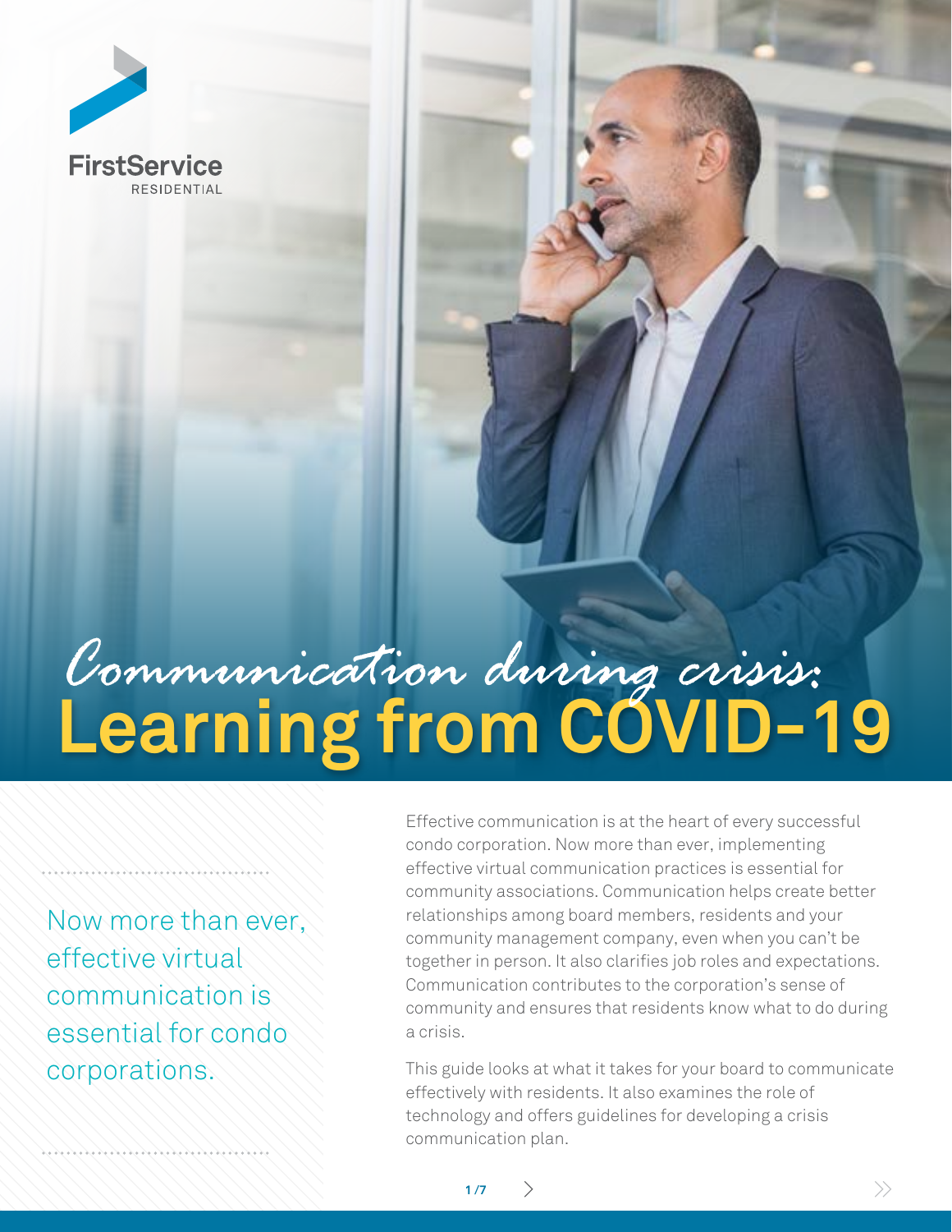FirstService RESIDENTIAL

# *Communication during crisis:* Learning from COVID-19

Now more than ever, effective virtual communication is essential for condo corporations.

Effective communication is at the heart of every successful condo corporation. Now more than ever, implementing effective virtual communication practices is essential for community associations. Communication helps create better relationships among board members, residents and your community management company, even when you can't be together in person. It also clarifies job roles and expectations. Communication contributes to the corporation's sense of community and ensures that residents know what to do during a crisis.

This guide looks at what it takes for your board to communicate effectively with residents. It also examines the role of technology and offers guidelines for developing a crisis communication plan.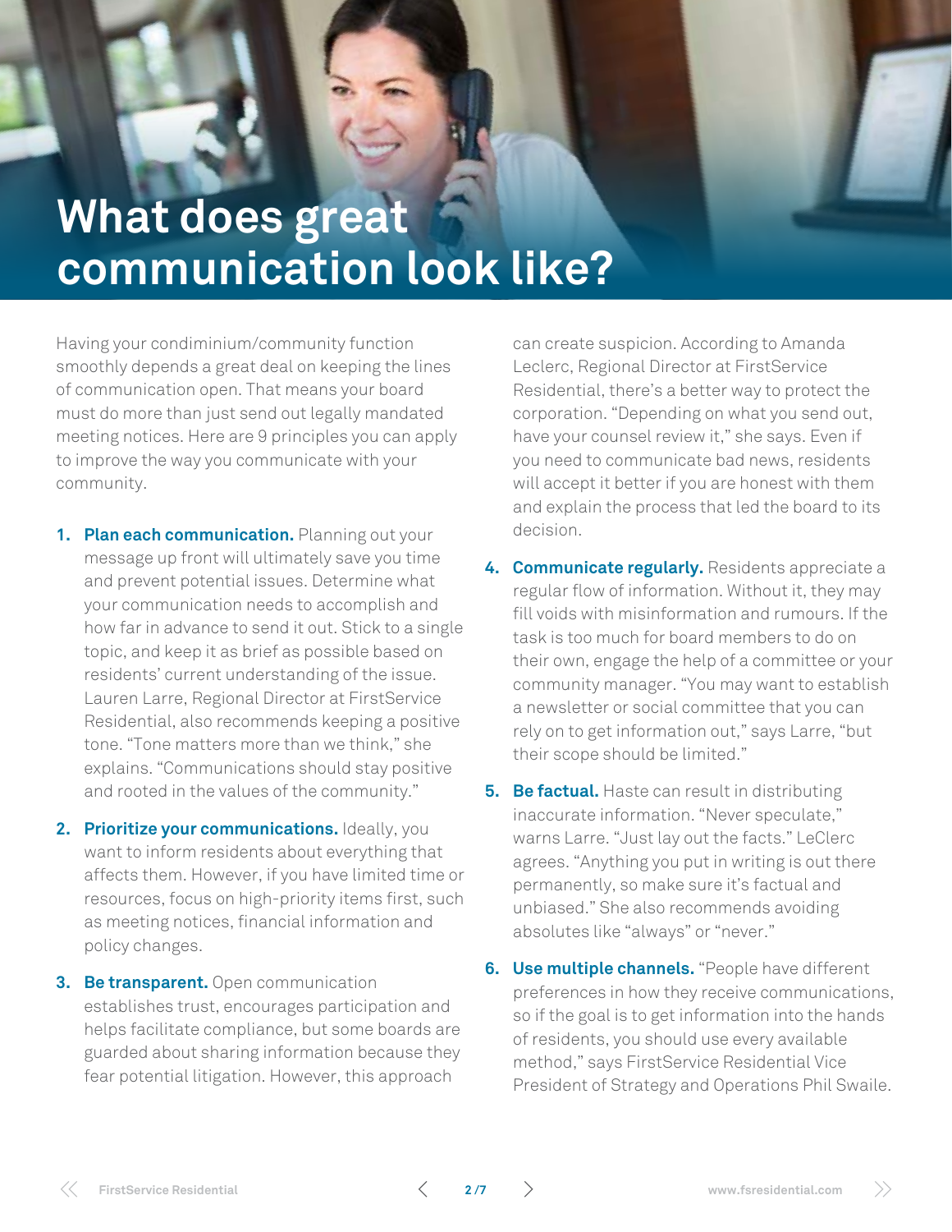# What does great communication look like?

Having your condiminium/community function smoothly depends a great deal on keeping the lines of communication open. That means your board must do more than just send out legally mandated meeting notices. Here are 9 principles you can apply to improve the way you communicate with your community.

1. **Plan each communication.** Planning out your message up front will ultimately save you time and prevent potential issues. Determine what your communication needs to accomplish and how far in advance to send it out. Stick to a single topic, and keep it as brief as possible based on residents' current understanding of the issue. Lauren Larre, Regional Director at FirstService Residential, also recommends keeping a positive tone. "Tone matters more than we think," she explains. "Communications should stay positive and rooted in the values of the community."

2. **Prioritize your communications.** Ideally, you want to inform residents about everything that affects them. However, if you have limited time or resources, focus on high-priority items first, such as meeting notices, financial information and policy changes.

3. **Be transparent.** Open communication establishes trust, encourages participation and helps facilitate compliance, but some boards are guarded about sharing information because they fear potential litigation. However, this approach can create suspicion. According to Amanda Leclerc, Regional Director at FirstService Residential, there's a better way to protect the corporation. "Depending on what you send out, have your counsel review it," she says. Even if you need to communicate bad news, residents will accept it better if you are honest with them and explain the process that led the board to its decision.

4. **Communicate regularly.** Residents appreciate a regular flow of information. Without it, they may fill voids with misinformation and rumours. If the task is too much for board members to do on their own, engage the help of a committee or your community manager. "You may want to establish a newsletter or social committee that you can rely on to get information out," says Larre, "but their scope should be limited."

5. **Be factual.** Haste can result in distributing inaccurate information. "Never speculate," warns Larre. "Just lay out the facts." LeClerc agrees. "Anything you put in writing is out there permanently, so make sure it's factual and unbiased." She also recommends avoiding absolutes like "always" or "never."

6. **Use multiple channels.** "People have different preferences in how they receive communications, so if the goal is to get information into the hands of residents, you should use every available method," says FirstService Residential Vice President of Strategy and Operations Phil Swaile.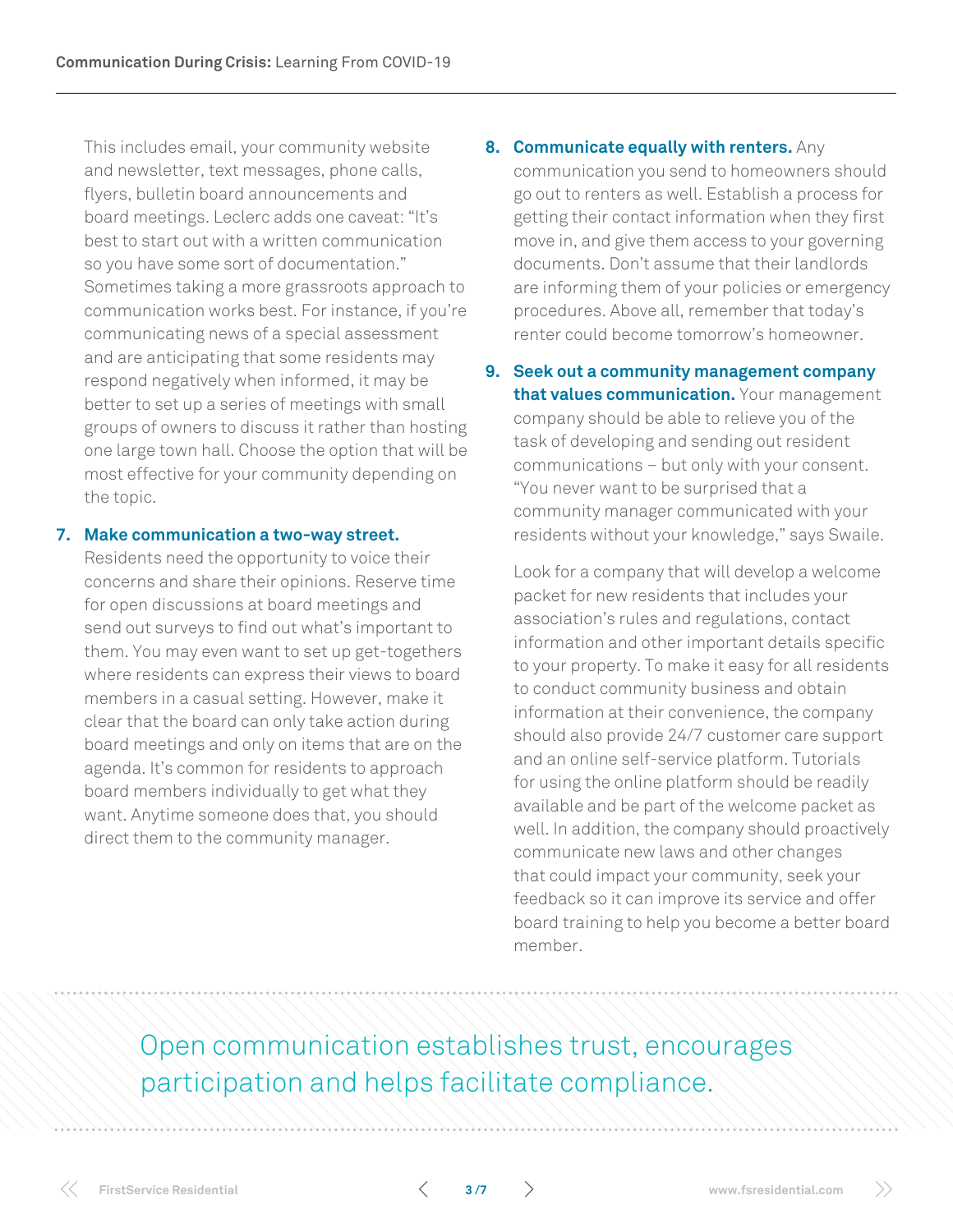This includes email, your community website and newsletter, text messages, phone calls, flyers, bulletin board announcements and board meetings. Leclerc adds one caveat: "It's best to start out with a written communication so you have some sort of documentation." Sometimes taking a more grassroots approach to communication works best. For instance, if you're communicating news of a special assessment and are anticipating that some residents may respond negatively when informed, it may be better to set up a series of meetings with small groups of owners to discuss it rather than hosting one large town hall. Choose the option that will be most effective for your community depending on the topic.

7. **Make communication a two-way street.** Residents need the opportunity to voice their concerns and share their opinions. Reserve time for open discussions at board meetings and send out surveys to find out what's important to them. You may even want to set up get-togethers where residents can express their views to board members in a casual setting. However, make it clear that the board can only take action during board meetings and only on items that are on the agenda. It's common for residents to approach board members individually to get what they want. Anytime someone does that, you should direct them to the community manager.

8. **Communicate equally with renters.** Any communication you send to homeowners should go out to renters as well. Establish a process for getting their contact information when they first move in, and give them access to your governing documents. Don't assume that their landlords are informing them of your policies or emergency procedures. Above all, remember that today's renter could become tomorrow's homeowner.

9. **Seek out a community management company that values communication.** Your management company should be able to relieve you of the task of developing and sending out resident communications – but only with your consent. "You never want to be surprised that a community manager communicated with your residents without your knowledge," says Swaile.

   Look for a company that will develop a welcome packet for new residents that includes your association's rules and regulations, contact information and other important details specific to your property. To make it easy for all residents to conduct community business and obtain information at their convenience, the company should also provide 24/7 customer care support and an online self-service platform. Tutorials for using the online platform should be readily available and be part of the welcome packet as well. In addition, the company should proactively communicate new laws and other changes that could impact your community, seek your feedback so it can improve its service and offer board training to help you become a better board member.

> Open communication establishes trust, encourages participation and helps facilitate compliance.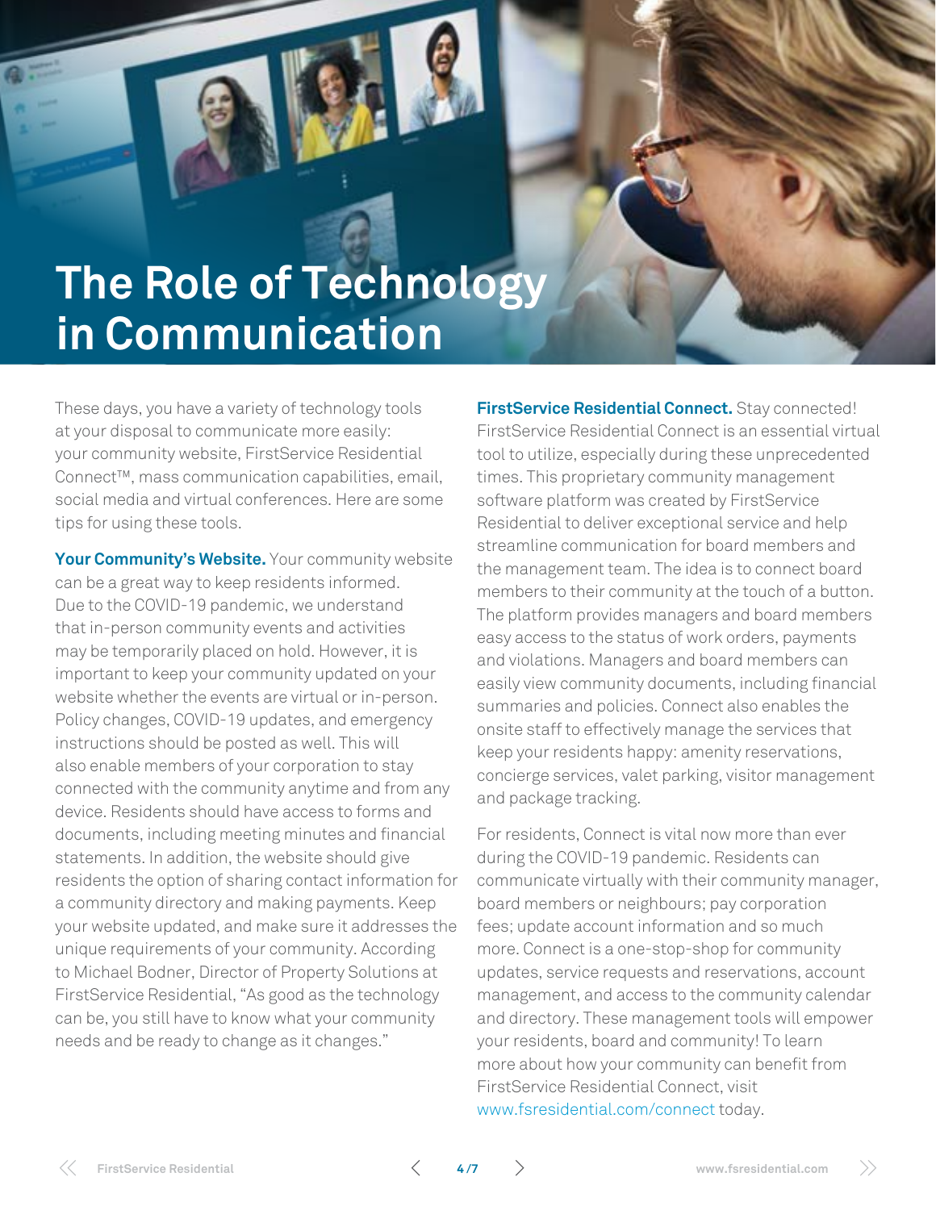# The Role of Technology in Communication

These days, you have a variety of technology tools at your disposal to communicate more easily: your community website, FirstService Residential Connect™, mass communication capabilities, email, social media and virtual conferences. Here are some tips for using these tools.

**Your Community's Website.** Your community website can be a great way to keep residents informed. Due to the COVID-19 pandemic, we understand that in-person community events and activities may be temporarily placed on hold. However, it is important to keep your community updated on your website whether the events are virtual or in-person. Policy changes, COVID-19 updates, and emergency instructions should be posted as well. This will also enable members of your corporation to stay connected with the community anytime and from any device. Residents should have access to forms and documents, including meeting minutes and financial statements. In addition, the website should give residents the option of sharing contact information for a community directory and making payments. Keep your website updated, and make sure it addresses the unique requirements of your community. According to Michael Bodner, Director of Property Solutions at FirstService Residential, "As good as the technology can be, you still have to know what your community needs and be ready to change as it changes."

**FirstService Residential Connect.** Stay connected! FirstService Residential Connect is an essential virtual tool to utilize, especially during these unprecedented times. This proprietary community management software platform was created by FirstService Residential to deliver exceptional service and help streamline communication for board members and the management team. The idea is to connect board members to their community at the touch of a button. The platform provides managers and board members easy access to the status of work orders, payments and violations. Managers and board members can easily view community documents, including financial summaries and policies. Connect also enables the onsite staff to effectively manage the services that keep your residents happy: amenity reservations, concierge services, valet parking, visitor management and package tracking.

For residents, Connect is vital now more than ever during the COVID-19 pandemic. Residents can communicate virtually with their community manager, board members or neighbours; pay corporation fees; update account information and so much more. Connect is a one-stop-shop for community updates, service requests and reservations, account management, and access to the community calendar and directory. These management tools will empower your residents, board and community! To learn more about how your community can benefit from FirstService Residential Connect, visit www.fsresidential.com/connect today.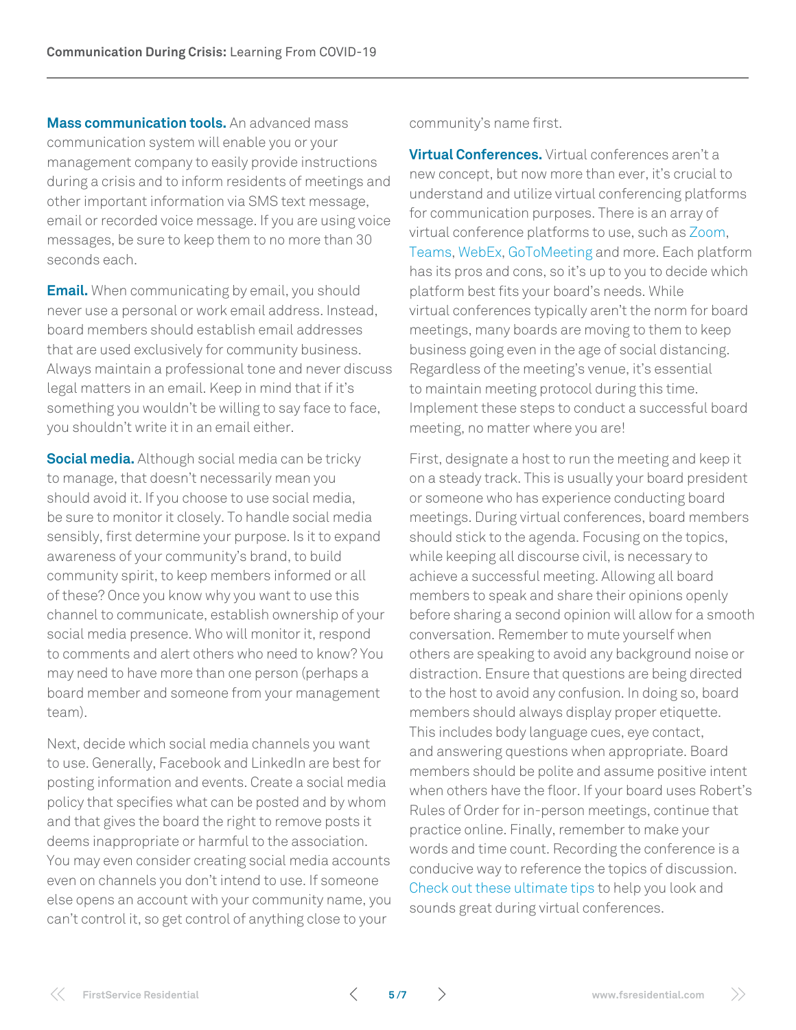**Mass communication tools.** An advanced mass communication system will enable you or your management company to easily provide instructions during a crisis and to inform residents of meetings and other important information via SMS text message, email or recorded voice message. If you are using voice messages, be sure to keep them to no more than 30 seconds each.

**Email.** When communicating by email, you should never use a personal or work email address. Instead, board members should establish email addresses that are used exclusively for community business. Always maintain a professional tone and never discuss legal matters in an email. Keep in mind that if it's something you wouldn't be willing to say face to face, you shouldn't write it in an email either.

**Social media.** Although social media can be tricky to manage, that doesn't necessarily mean you should avoid it. If you choose to use social media, be sure to monitor it closely. To handle social media sensibly, first determine your purpose. Is it to expand awareness of your community's brand, to build community spirit, to keep members informed or all of these? Once you know why you want to use this channel to communicate, establish ownership of your social media presence. Who will monitor it, respond to comments and alert others who need to know? You may need to have more than one person (perhaps a board member and someone from your management team).

Next, decide which social media channels you want to use. Generally, Facebook and LinkedIn are best for posting information and events. Create a social media policy that specifies what can be posted and by whom and that gives the board the right to remove posts it deems inappropriate or harmful to the association. You may even consider creating social media accounts even on channels you don't intend to use. If someone else opens an account with your community name, you can't control it, so get control of anything close to your community's name first.

**Virtual Conferences.** Virtual conferences aren't a new concept, but now more than ever, it's crucial to understand and utilize virtual conferencing platforms for communication purposes. There is an array of virtual conference platforms to use, such as Zoom, Teams, WebEx, GoToMeeting and more. Each platform has its pros and cons, so it's up to you to decide which platform best fits your board's needs. While virtual conferences typically aren't the norm for board meetings, many boards are moving to them to keep business going even in the age of social distancing. Regardless of the meeting's venue, it's essential to maintain meeting protocol during this time. Implement these steps to conduct a successful board meeting, no matter where you are!

First, designate a host to run the meeting and keep it on a steady track. This is usually your board president or someone who has experience conducting board meetings. During virtual conferences, board members should stick to the agenda. Focusing on the topics, while keeping all discourse civil, is necessary to achieve a successful meeting. Allowing all board members to speak and share their opinions openly before sharing a second opinion will allow for a smooth conversation. Remember to mute yourself when others are speaking to avoid any background noise or distraction. Ensure that questions are being directed to the host to avoid any confusion. In doing so, board members should always display proper etiquette. This includes body language cues, eye contact, and answering questions when appropriate. Board members should be polite and assume positive intent when others have the floor. If your board uses Robert's Rules of Order for in-person meetings, continue that practice online. Finally, remember to make your words and time count. Recording the conference is a conducive way to reference the topics of discussion. Check out these ultimate tips to help you look and sounds great during virtual conferences.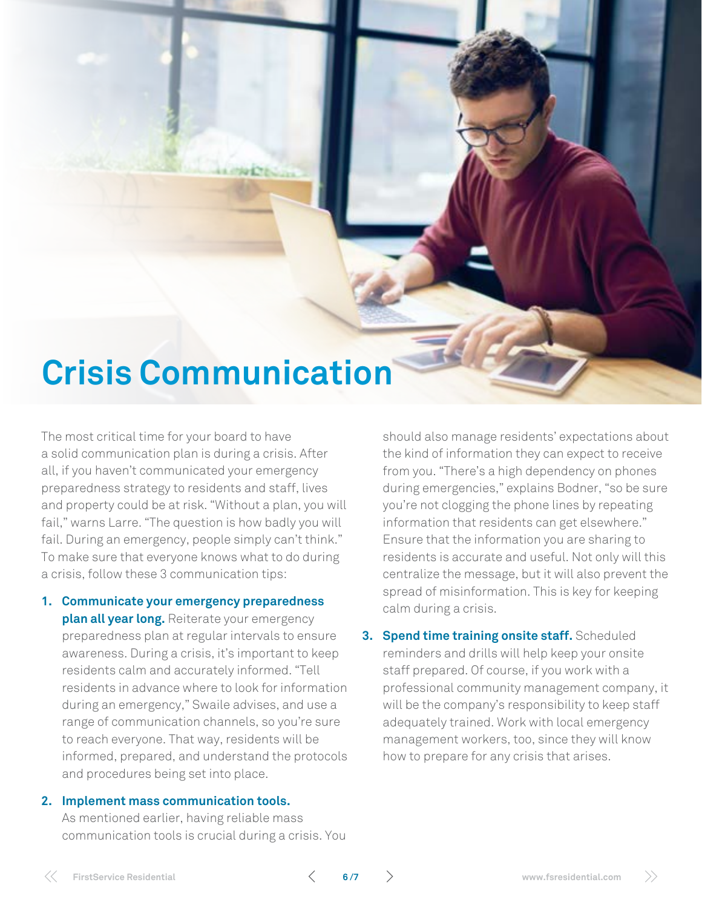# Crisis Communication

The most critical time for your board to have a solid communication plan is during a crisis. After all, if you haven't communicated your emergency preparedness strategy to residents and staff, lives and property could be at risk. "Without a plan, you will fail," warns Larre. "The question is how badly you will fail. During an emergency, people simply can't think." To make sure that everyone knows what to do during a crisis, follow these 3 communication tips:

1. **Communicate your emergency preparedness plan all year long.** Reiterate your emergency preparedness plan at regular intervals to ensure awareness. During a crisis, it's important to keep residents calm and accurately informed. "Tell residents in advance where to look for information during an emergency," Swaile advises, and use a range of communication channels, so you're sure to reach everyone. That way, residents will be informed, prepared, and understand the protocols and procedures being set into place.

2. **Implement mass communication tools.** As mentioned earlier, having reliable mass communication tools is crucial during a crisis. You should also manage residents' expectations about the kind of information they can expect to receive from you. "There's a high dependency on phones during emergencies," explains Bodner, "so be sure you're not clogging the phone lines by repeating information that residents can get elsewhere." Ensure that the information you are sharing to residents is accurate and useful. Not only will this centralize the message, but it will also prevent the spread of misinformation. This is key for keeping calm during a crisis.

3. **Spend time training onsite staff.** Scheduled reminders and drills will help keep your onsite staff prepared. Of course, if you work with a professional community management company, it will be the company's responsibility to keep staff adequately trained. Work with local emergency management workers, too, since they will know how to prepare for any crisis that arises.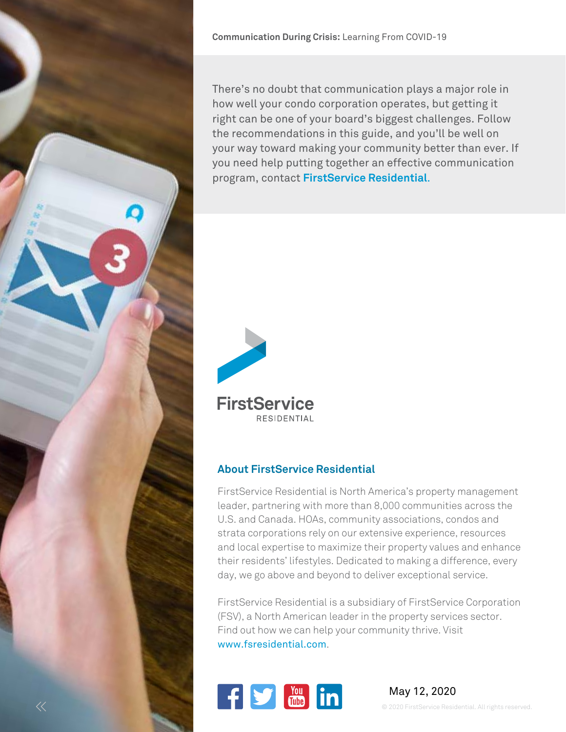There's no doubt that communication plays a major role in how well your condo corporation operates, but getting it right can be one of your board's biggest challenges. Follow the recommendations in this guide, and you'll be well on your way toward making your community better than ever. If you need help putting together an effective communication program, contact **FirstService Residential**.

FirstService
RESIDENTIAL

## About FirstService Residential

FirstService Residential is North America's property management leader, partnering with more than 8,000 communities across the U.S. and Canada. HOAs, community associations, condos and strata corporations rely on our extensive experience, resources and local expertise to maximize their property values and enhance their residents' lifestyles. Dedicated to making a difference, every day, we go above and beyond to deliver exceptional service.

FirstService Residential is a subsidiary of FirstService Corporation (FSV), a North American leader in the property services sector. Find out how we can help your community thrive. Visit www.fsresidential.com.

May 12, 2020

© 2020 FirstService Residential. All rights reserved.